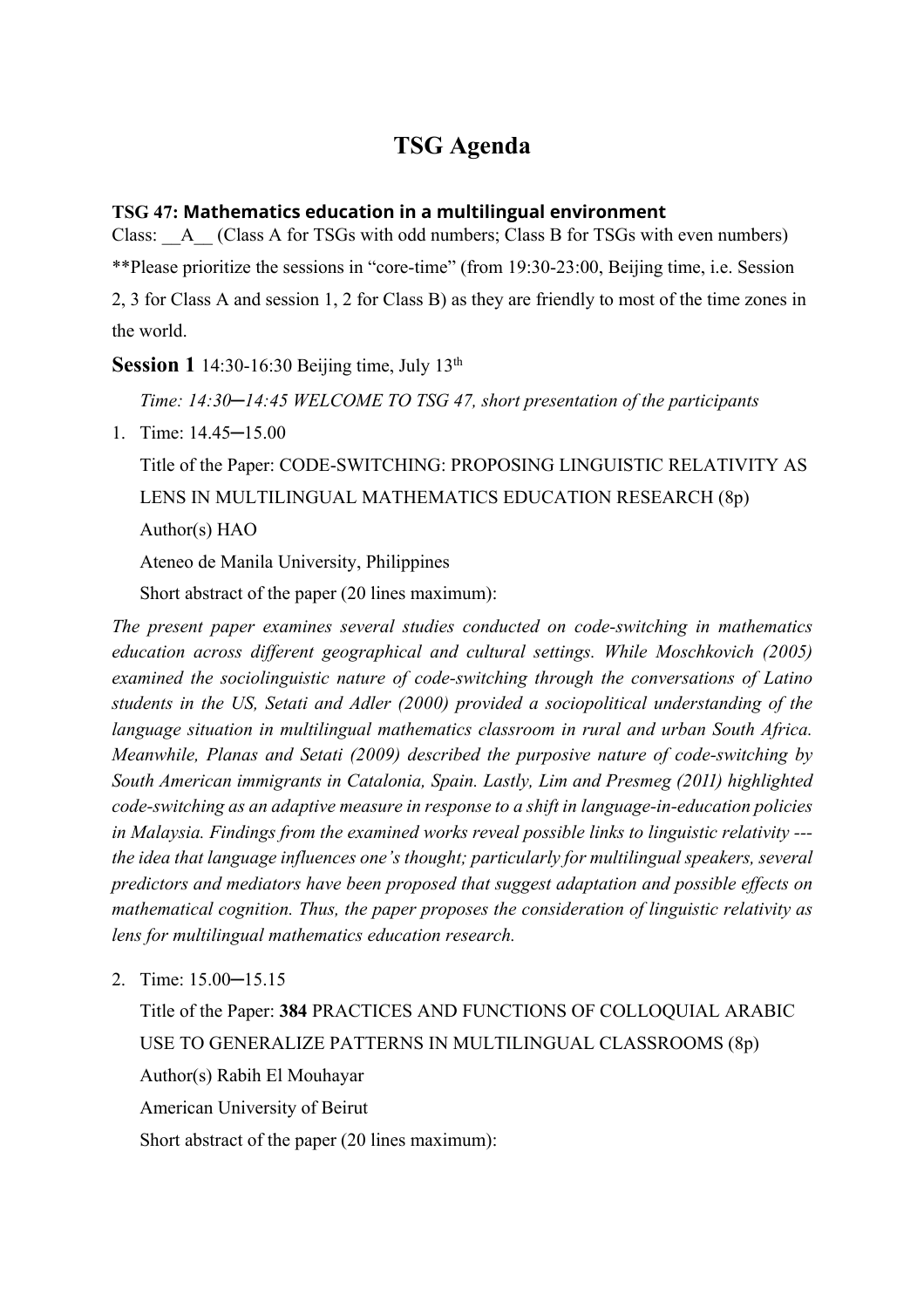# TSG Agenda

**TSG 47: Mathematics education in a multilingual environment**

Class: __A__ (Class A for TSGs with odd numbers; Class B for TSGs with even numbers)

**Please prioritize the sessions in "core-time" (from 19:30-23:00, Beijing time, i.e. Session 2, 3 for Class A and session 1, 2 for Class B) as they are friendly to most of the time zones in the world.

## Session 1 14:30-16:30 Beijing time, July 13th

*Time: 14:30─14:45 WELCOME TO TSG 47, short presentation of the participants*

1. Time: 14.45─15.00

   Title of the Paper: CODE-SWITCHING: PROPOSING LINGUISTIC RELATIVITY AS LENS IN MULTILINGUAL MATHEMATICS EDUCATION RESEARCH (8p)

   Author(s) HAO

   Ateneo de Manila University, Philippines

   Short abstract of the paper (20 lines maximum):

*The present paper examines several studies conducted on code-switching in mathematics education across different geographical and cultural settings. While Moschkovich (2005) examined the sociolinguistic nature of code-switching through the conversations of Latino students in the US, Setati and Adler (2000) provided a sociopolitical understanding of the language situation in multilingual mathematics classroom in rural and urban South Africa. Meanwhile, Planas and Setati (2009) described the purposive nature of code-switching by South American immigrants in Catalonia, Spain. Lastly, Lim and Presmeg (2011) highlighted code-switching as an adaptive measure in response to a shift in language-in-education policies in Malaysia. Findings from the examined works reveal possible links to linguistic relativity --- the idea that language influences one's thought; particularly for multilingual speakers, several predictors and mediators have been proposed that suggest adaptation and possible effects on mathematical cognition. Thus, the paper proposes the consideration of linguistic relativity as lens for multilingual mathematics education research.*

2. Time: 15.00─15.15

   Title of the Paper: **384** PRACTICES AND FUNCTIONS OF COLLOQUIAL ARABIC USE TO GENERALIZE PATTERNS IN MULTILINGUAL CLASSROOMS (8p)

   Author(s) Rabih El Mouhayar

   American University of Beirut

   Short abstract of the paper (20 lines maximum):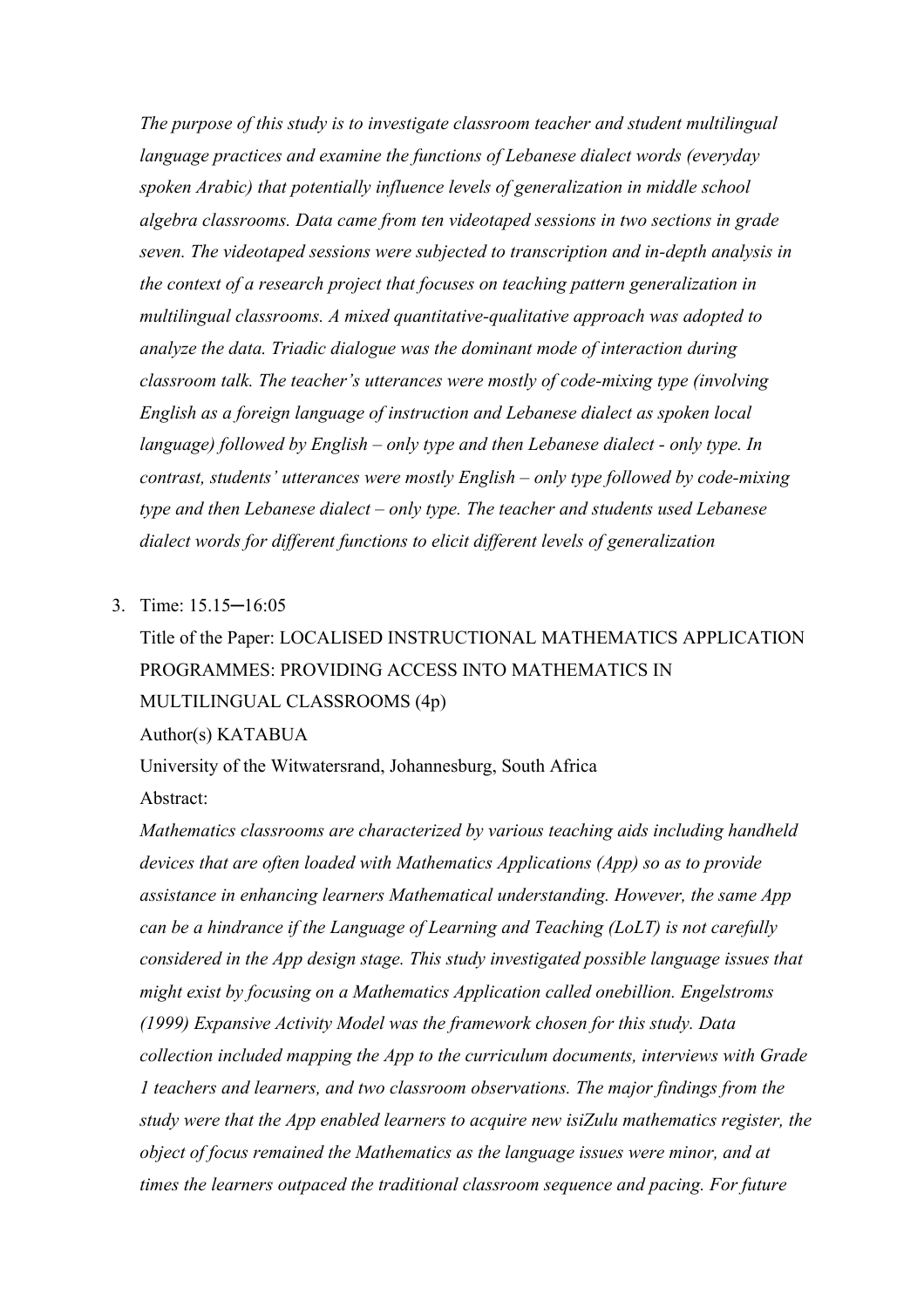*The purpose of this study is to investigate classroom teacher and student multilingual language practices and examine the functions of Lebanese dialect words (everyday spoken Arabic) that potentially influence levels of generalization in middle school algebra classrooms. Data came from ten videotaped sessions in two sections in grade seven. The videotaped sessions were subjected to transcription and in-depth analysis in the context of a research project that focuses on teaching pattern generalization in multilingual classrooms. A mixed quantitative-qualitative approach was adopted to analyze the data. Triadic dialogue was the dominant mode of interaction during classroom talk. The teacher's utterances were mostly of code-mixing type (involving English as a foreign language of instruction and Lebanese dialect as spoken local language) followed by English – only type and then Lebanese dialect - only type. In contrast, students' utterances were mostly English – only type followed by code-mixing type and then Lebanese dialect – only type. The teacher and students used Lebanese dialect words for different functions to elicit different levels of generalization*

3. Time: 15.15─16:05

   Title of the Paper: LOCALISED INSTRUCTIONAL MATHEMATICS APPLICATION PROGRAMMES: PROVIDING ACCESS INTO MATHEMATICS IN MULTILINGUAL CLASSROOMS (4p)

   Author(s) KATABUA

   University of the Witwatersrand, Johannesburg, South Africa

   Abstract:

   *Mathematics classrooms are characterized by various teaching aids including handheld devices that are often loaded with Mathematics Applications (App) so as to provide assistance in enhancing learners Mathematical understanding. However, the same App can be a hindrance if the Language of Learning and Teaching (LoLT) is not carefully considered in the App design stage. This study investigated possible language issues that might exist by focusing on a Mathematics Application called onebillion. Engelstroms (1999) Expansive Activity Model was the framework chosen for this study. Data collection included mapping the App to the curriculum documents, interviews with Grade 1 teachers and learners, and two classroom observations. The major findings from the study were that the App enabled learners to acquire new isiZulu mathematics register, the object of focus remained the Mathematics as the language issues were minor, and at times the learners outpaced the traditional classroom sequence and pacing. For future*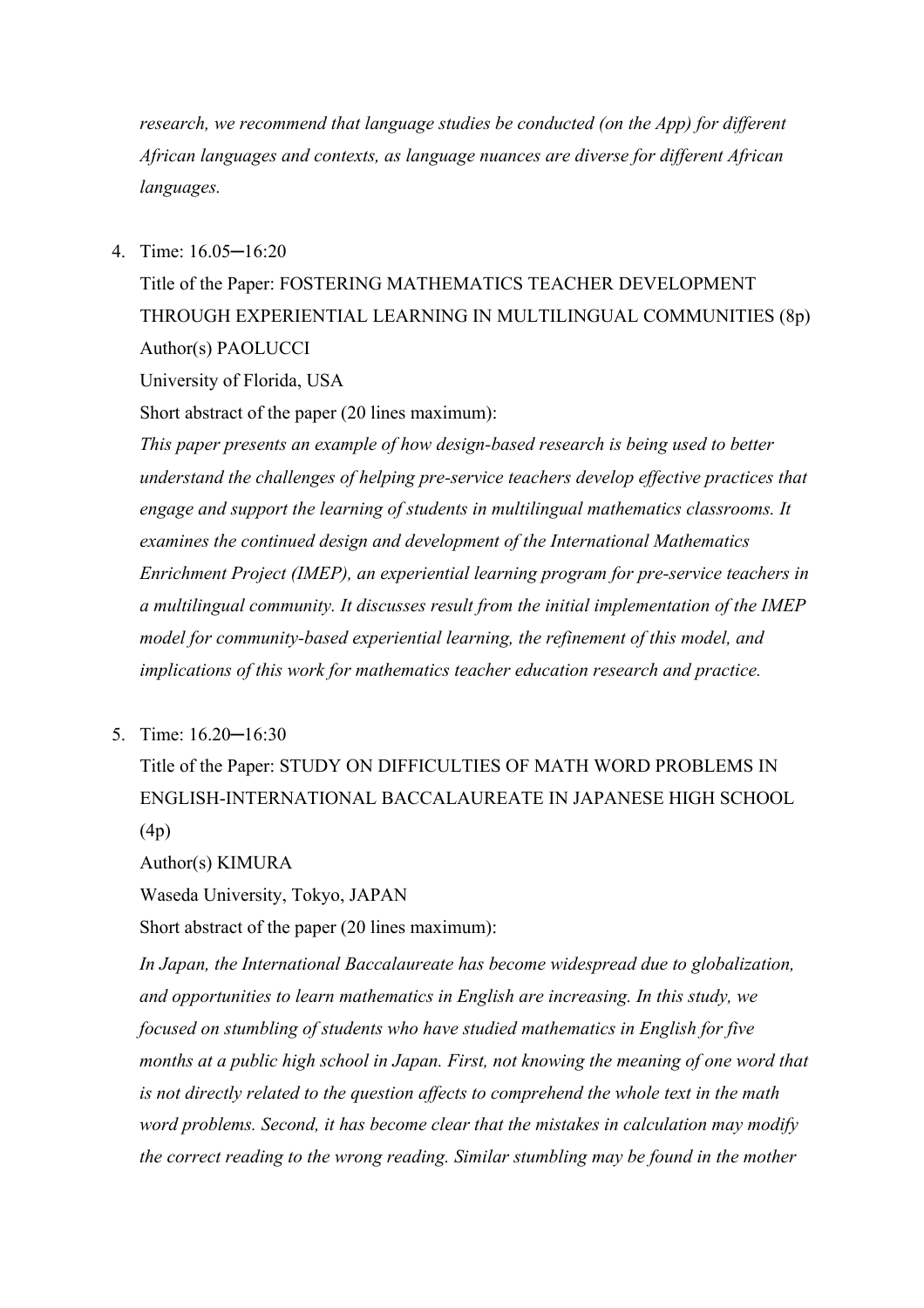*research, we recommend that language studies be conducted (on the App) for different African languages and contexts, as language nuances are diverse for different African languages.*

4. Time: 16.05─16:20

   Title of the Paper: FOSTERING MATHEMATICS TEACHER DEVELOPMENT THROUGH EXPERIENTIAL LEARNING IN MULTILINGUAL COMMUNITIES (8p)

   Author(s) PAOLUCCI

   University of Florida, USA

   Short abstract of the paper (20 lines maximum):

   *This paper presents an example of how design-based research is being used to better understand the challenges of helping pre-service teachers develop effective practices that engage and support the learning of students in multilingual mathematics classrooms. It examines the continued design and development of the International Mathematics Enrichment Project (IMEP), an experiential learning program for pre-service teachers in a multilingual community. It discusses result from the initial implementation of the IMEP model for community-based experiential learning, the refinement of this model, and implications of this work for mathematics teacher education research and practice.*

5. Time: 16.20─16:30

   Title of the Paper: STUDY ON DIFFICULTIES OF MATH WORD PROBLEMS IN ENGLISH-INTERNATIONAL BACCALAUREATE IN JAPANESE HIGH SCHOOL (4p)

   Author(s) KIMURA

   Waseda University, Tokyo, JAPAN

   Short abstract of the paper (20 lines maximum):

   *In Japan, the International Baccalaureate has become widespread due to globalization, and opportunities to learn mathematics in English are increasing. In this study, we focused on stumbling of students who have studied mathematics in English for five months at a public high school in Japan. First, not knowing the meaning of one word that is not directly related to the question affects to comprehend the whole text in the math word problems. Second, it has become clear that the mistakes in calculation may modify the correct reading to the wrong reading. Similar stumbling may be found in the mother*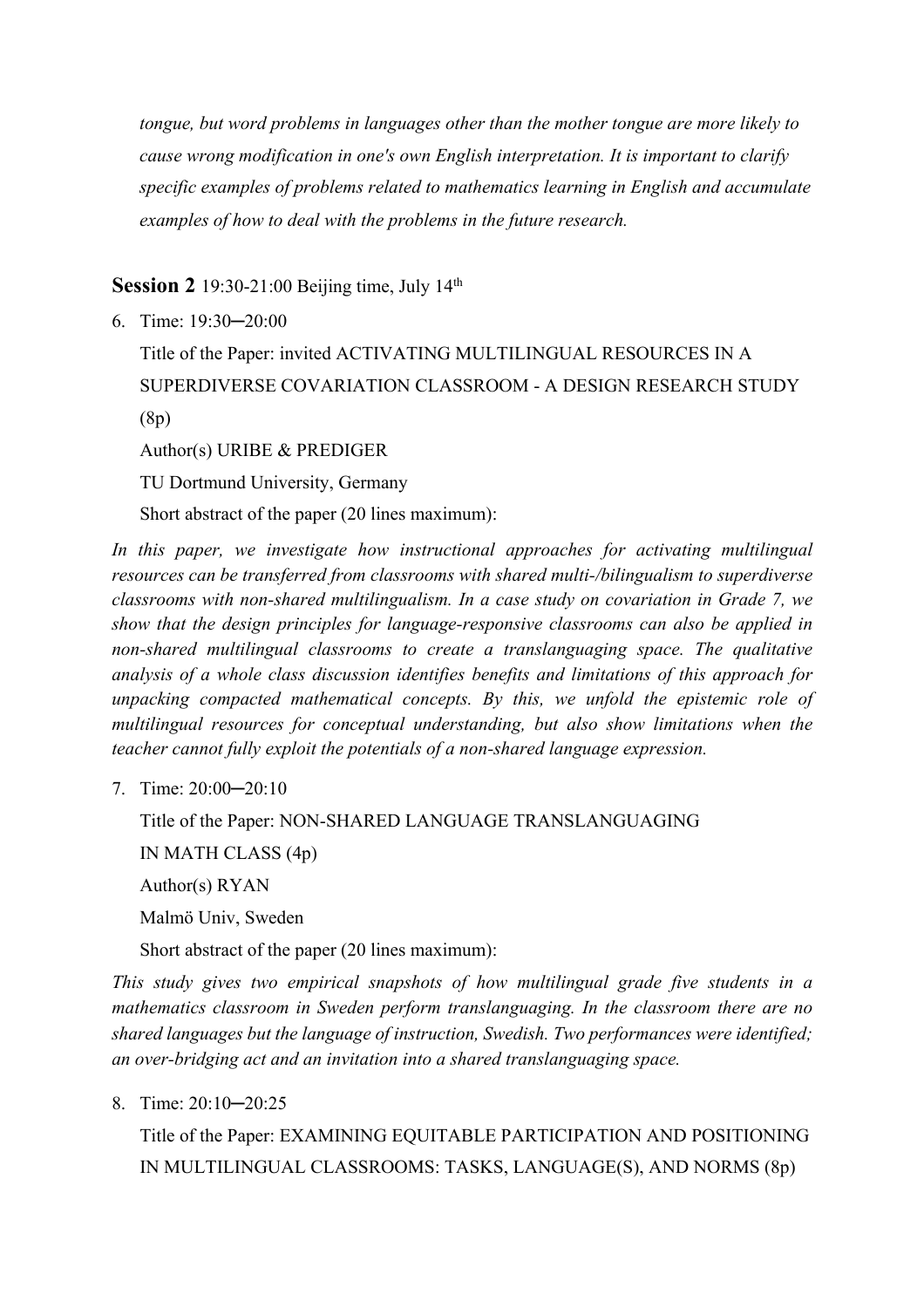*tongue, but word problems in languages other than the mother tongue are more likely to cause wrong modification in one's own English interpretation. It is important to clarify specific examples of problems related to mathematics learning in English and accumulate examples of how to deal with the problems in the future research.*

**Session 2** 19:30-21:00 Beijing time, July 14th

6. Time: 19:30─20:00

   Title of the Paper: invited ACTIVATING MULTILINGUAL RESOURCES IN A SUPERDIVERSE COVARIATION CLASSROOM - A DESIGN RESEARCH STUDY (8p)

   Author(s) URIBE & PREDIGER

   TU Dortmund University, Germany

   Short abstract of the paper (20 lines maximum):

*In this paper, we investigate how instructional approaches for activating multilingual resources can be transferred from classrooms with shared multi-/bilingualism to superdiverse classrooms with non-shared multilingualism. In a case study on covariation in Grade 7, we show that the design principles for language-responsive classrooms can also be applied in non-shared multilingual classrooms to create a translanguaging space. The qualitative analysis of a whole class discussion identifies benefits and limitations of this approach for unpacking compacted mathematical concepts. By this, we unfold the epistemic role of multilingual resources for conceptual understanding, but also show limitations when the teacher cannot fully exploit the potentials of a non-shared language expression.*

7. Time: 20:00─20:10

   Title of the Paper: NON-SHARED LANGUAGE TRANSLANGUAGING IN MATH CLASS (4p)

   Author(s) RYAN

   Malmö Univ, Sweden

   Short abstract of the paper (20 lines maximum):

*This study gives two empirical snapshots of how multilingual grade five students in a mathematics classroom in Sweden perform translanguaging. In the classroom there are no shared languages but the language of instruction, Swedish. Two performances were identified; an over-bridging act and an invitation into a shared translanguaging space.*

8. Time: 20:10─20:25

   Title of the Paper: EXAMINING EQUITABLE PARTICIPATION AND POSITIONING IN MULTILINGUAL CLASSROOMS: TASKS, LANGUAGE(S), AND NORMS (8p)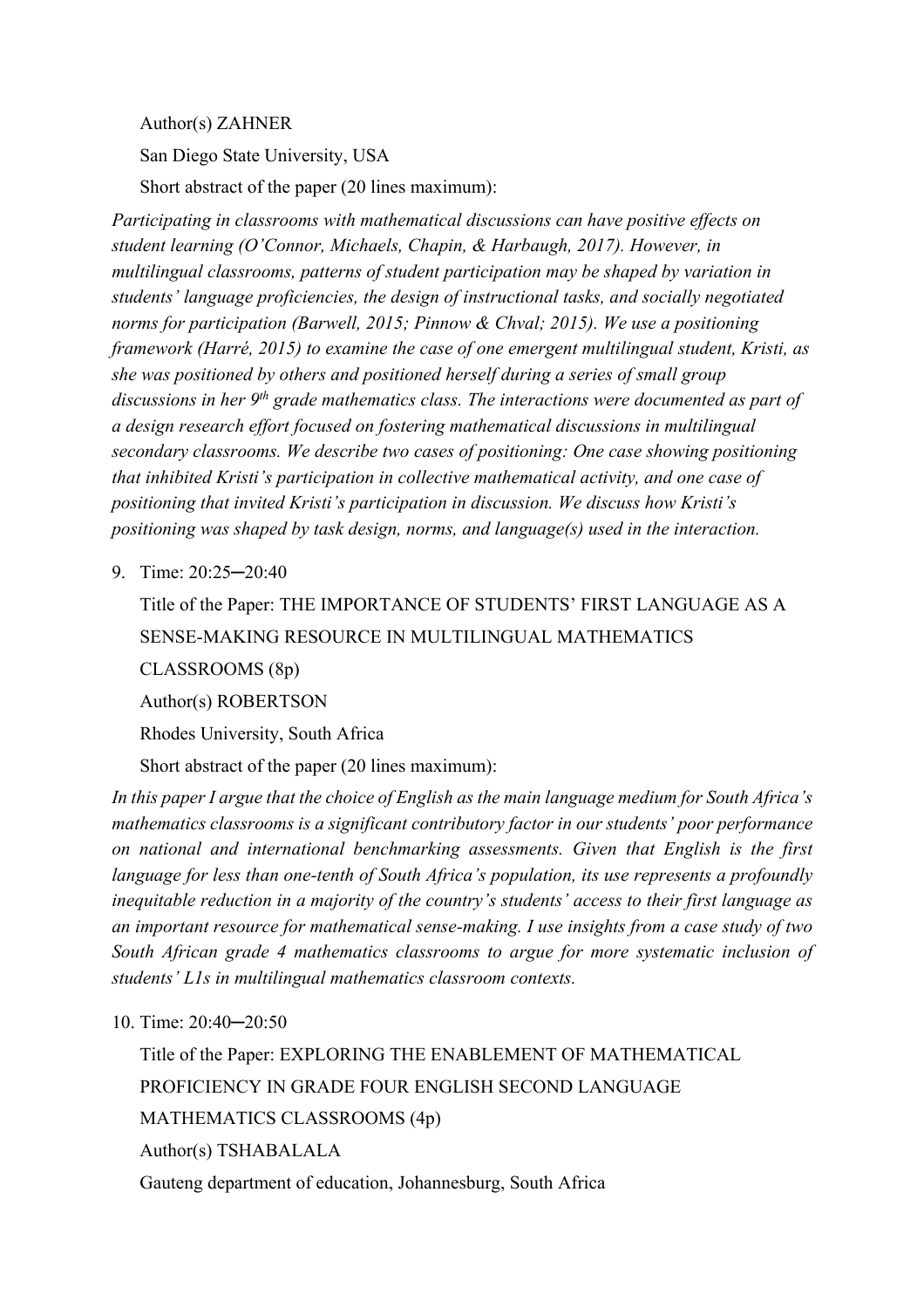Author(s) ZAHNER

San Diego State University, USA

Short abstract of the paper (20 lines maximum):

*Participating in classrooms with mathematical discussions can have positive effects on student learning (O'Connor, Michaels, Chapin, & Harbaugh, 2017). However, in multilingual classrooms, patterns of student participation may be shaped by variation in students' language proficiencies, the design of instructional tasks, and socially negotiated norms for participation (Barwell, 2015; Pinnow & Chval; 2015). We use a positioning framework (Harré, 2015) to examine the case of one emergent multilingual student, Kristi, as she was positioned by others and positioned herself during a series of small group discussions in her 9th grade mathematics class. The interactions were documented as part of a design research effort focused on fostering mathematical discussions in multilingual secondary classrooms. We describe two cases of positioning: One case showing positioning that inhibited Kristi's participation in collective mathematical activity, and one case of positioning that invited Kristi's participation in discussion. We discuss how Kristi's positioning was shaped by task design, norms, and language(s) used in the interaction.*

9. Time: 20:25─20:40

   Title of the Paper: THE IMPORTANCE OF STUDENTS' FIRST LANGUAGE AS A SENSE-MAKING RESOURCE IN MULTILINGUAL MATHEMATICS CLASSROOMS (8p)

   Author(s) ROBERTSON

   Rhodes University, South Africa

   Short abstract of the paper (20 lines maximum):

*In this paper I argue that the choice of English as the main language medium for South Africa's mathematics classrooms is a significant contributory factor in our students' poor performance on national and international benchmarking assessments. Given that English is the first language for less than one-tenth of South Africa's population, its use represents a profoundly inequitable reduction in a majority of the country's students' access to their first language as an important resource for mathematical sense-making. I use insights from a case study of two South African grade 4 mathematics classrooms to argue for more systematic inclusion of students' L1s in multilingual mathematics classroom contexts.*

10. Time: 20:40─20:50

    Title of the Paper: EXPLORING THE ENABLEMENT OF MATHEMATICAL PROFICIENCY IN GRADE FOUR ENGLISH SECOND LANGUAGE MATHEMATICS CLASSROOMS (4p)

    Author(s) TSHABALALA

    Gauteng department of education, Johannesburg, South Africa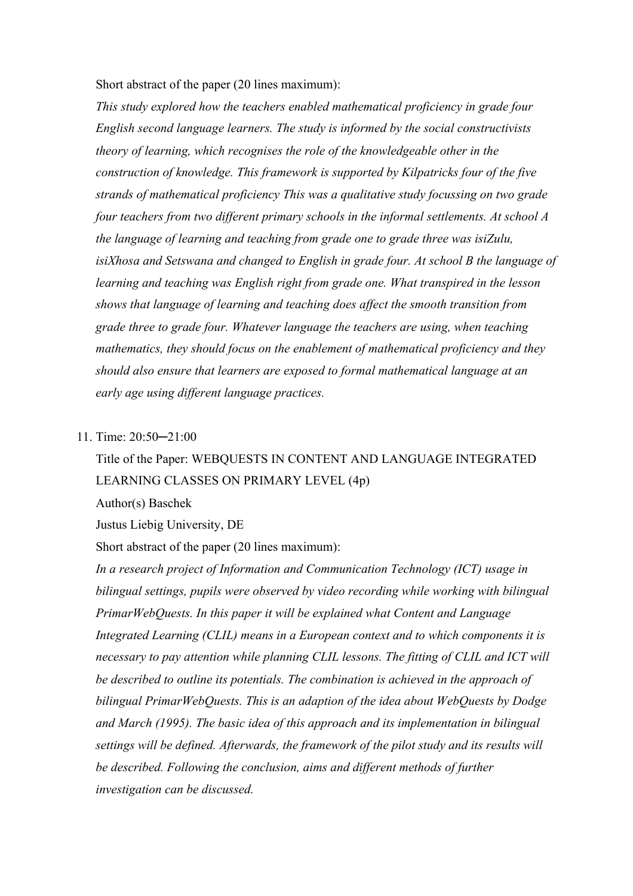Short abstract of the paper (20 lines maximum):

*This study explored how the teachers enabled mathematical proficiency in grade four English second language learners. The study is informed by the social constructivists theory of learning, which recognises the role of the knowledgeable other in the construction of knowledge. This framework is supported by Kilpatricks four of the five strands of mathematical proficiency This was a qualitative study focussing on two grade four teachers from two different primary schools in the informal settlements. At school A the language of learning and teaching from grade one to grade three was isiZulu, isiXhosa and Setswana and changed to English in grade four. At school B the language of learning and teaching was English right from grade one. What transpired in the lesson shows that language of learning and teaching does affect the smooth transition from grade three to grade four. Whatever language the teachers are using, when teaching mathematics, they should focus on the enablement of mathematical proficiency and they should also ensure that learners are exposed to formal mathematical language at an early age using different language practices.*

11. Time: 20:50─21:00

    Title of the Paper: WEBQUESTS IN CONTENT AND LANGUAGE INTEGRATED LEARNING CLASSES ON PRIMARY LEVEL (4p)

    Author(s) Baschek

    Justus Liebig University, DE

    Short abstract of the paper (20 lines maximum):

    *In a research project of Information and Communication Technology (ICT) usage in bilingual settings, pupils were observed by video recording while working with bilingual PrimarWebQuests. In this paper it will be explained what Content and Language Integrated Learning (CLIL) means in a European context and to which components it is necessary to pay attention while planning CLIL lessons. The fitting of CLIL and ICT will be described to outline its potentials. The combination is achieved in the approach of bilingual PrimarWebQuests. This is an adaption of the idea about WebQuests by Dodge and March (1995). The basic idea of this approach and its implementation in bilingual settings will be defined. Afterwards, the framework of the pilot study and its results will be described. Following the conclusion, aims and different methods of further investigation can be discussed.*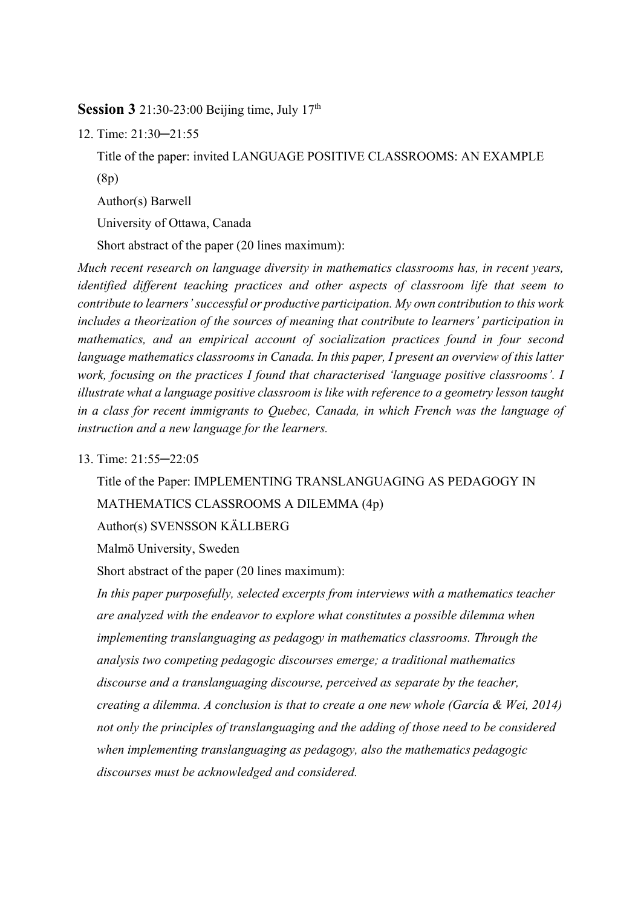**Session 3** 21:30-23:00 Beijing time, July 17th

12. Time: 21:30─21:55

    Title of the paper: invited LANGUAGE POSITIVE CLASSROOMS: AN EXAMPLE (8p)

    Author(s) Barwell

    University of Ottawa, Canada

    Short abstract of the paper (20 lines maximum):

*Much recent research on language diversity in mathematics classrooms has, in recent years, identified different teaching practices and other aspects of classroom life that seem to contribute to learners' successful or productive participation. My own contribution to this work includes a theorization of the sources of meaning that contribute to learners' participation in mathematics, and an empirical account of socialization practices found in four second language mathematics classrooms in Canada. In this paper, I present an overview of this latter work, focusing on the practices I found that characterised 'language positive classrooms'. I illustrate what a language positive classroom is like with reference to a geometry lesson taught in a class for recent immigrants to Quebec, Canada, in which French was the language of instruction and a new language for the learners.*

13. Time: 21:55─22:05

    Title of the Paper: IMPLEMENTING TRANSLANGUAGING AS PEDAGOGY IN MATHEMATICS CLASSROOMS A DILEMMA (4p)

    Author(s) SVENSSON KÄLLBERG

    Malmö University, Sweden

    Short abstract of the paper (20 lines maximum):

    *In this paper purposefully, selected excerpts from interviews with a mathematics teacher are analyzed with the endeavor to explore what constitutes a possible dilemma when implementing translanguaging as pedagogy in mathematics classrooms. Through the analysis two competing pedagogic discourses emerge; a traditional mathematics discourse and a translanguaging discourse, perceived as separate by the teacher, creating a dilemma. A conclusion is that to create a one new whole (García & Wei, 2014) not only the principles of translanguaging and the adding of those need to be considered when implementing translanguaging as pedagogy, also the mathematics pedagogic discourses must be acknowledged and considered.*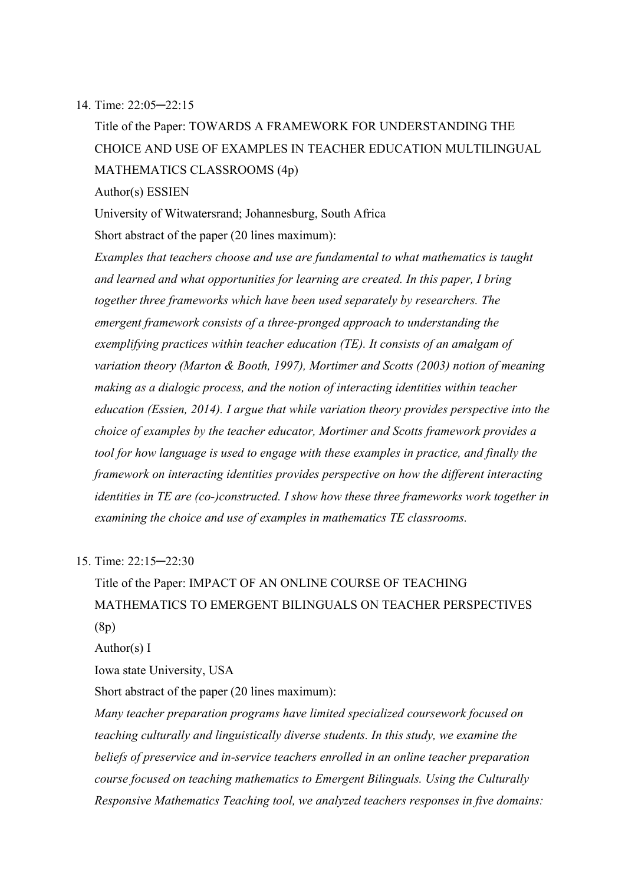14. Time: 22:05─22:15

    Title of the Paper: TOWARDS A FRAMEWORK FOR UNDERSTANDING THE CHOICE AND USE OF EXAMPLES IN TEACHER EDUCATION MULTILINGUAL MATHEMATICS CLASSROOMS (4p)

    Author(s) ESSIEN

    University of Witwatersrand; Johannesburg, South Africa

    Short abstract of the paper (20 lines maximum):

    *Examples that teachers choose and use are fundamental to what mathematics is taught and learned and what opportunities for learning are created. In this paper, I bring together three frameworks which have been used separately by researchers. The emergent framework consists of a three-pronged approach to understanding the exemplifying practices within teacher education (TE). It consists of an amalgam of variation theory (Marton & Booth, 1997), Mortimer and Scotts (2003) notion of meaning making as a dialogic process, and the notion of interacting identities within teacher education (Essien, 2014). I argue that while variation theory provides perspective into the choice of examples by the teacher educator, Mortimer and Scotts framework provides a tool for how language is used to engage with these examples in practice, and finally the framework on interacting identities provides perspective on how the different interacting identities in TE are (co-)constructed. I show how these three frameworks work together in examining the choice and use of examples in mathematics TE classrooms.*

15. Time: 22:15─22:30

    Title of the Paper: IMPACT OF AN ONLINE COURSE OF TEACHING MATHEMATICS TO EMERGENT BILINGUALS ON TEACHER PERSPECTIVES (8p)

    Author(s) I

    Iowa state University, USA

    Short abstract of the paper (20 lines maximum):

    *Many teacher preparation programs have limited specialized coursework focused on teaching culturally and linguistically diverse students. In this study, we examine the beliefs of preservice and in-service teachers enrolled in an online teacher preparation course focused on teaching mathematics to Emergent Bilinguals. Using the Culturally Responsive Mathematics Teaching tool, we analyzed teachers responses in five domains:*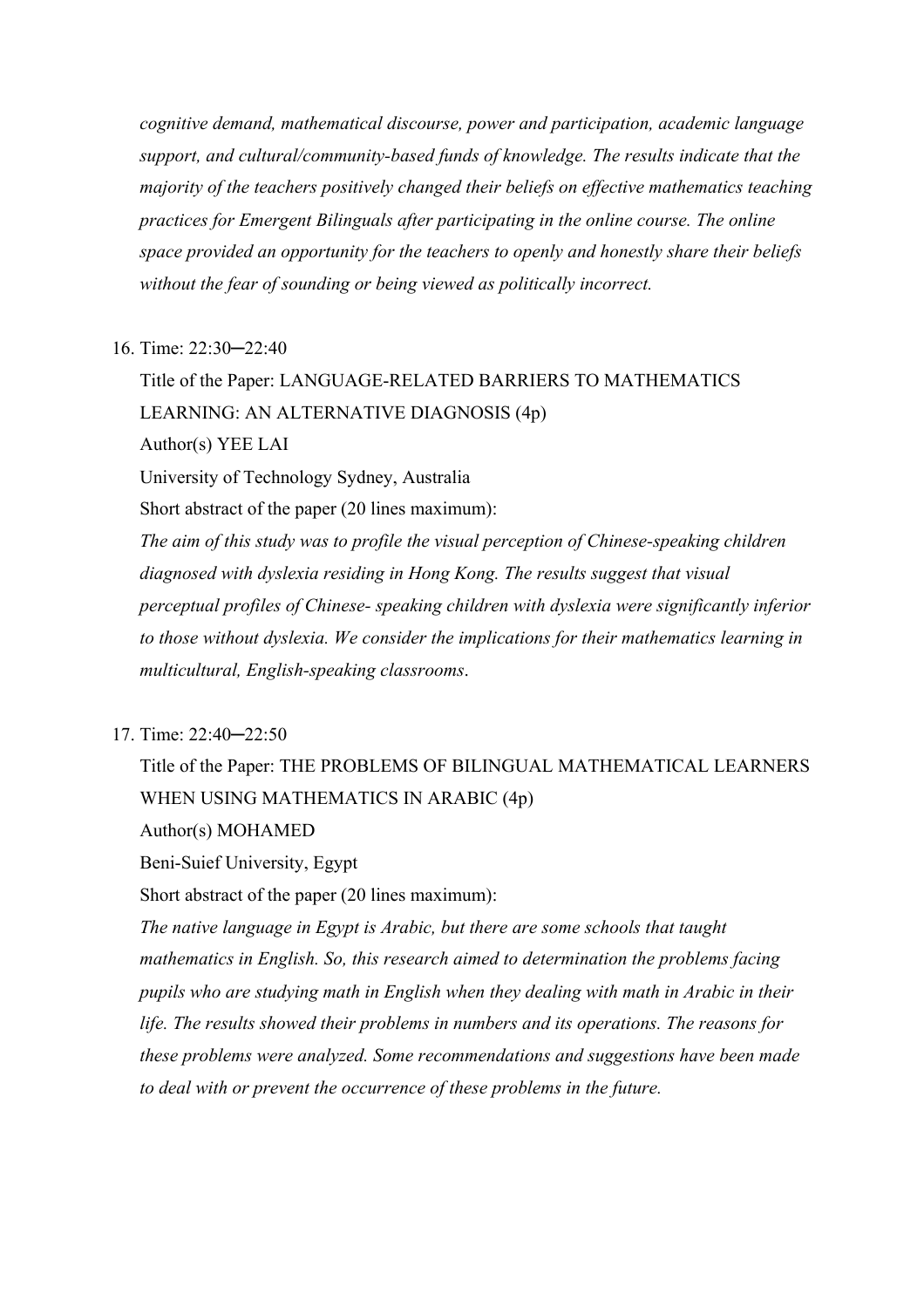*cognitive demand, mathematical discourse, power and participation, academic language support, and cultural/community-based funds of knowledge. The results indicate that the majority of the teachers positively changed their beliefs on effective mathematics teaching practices for Emergent Bilinguals after participating in the online course. The online space provided an opportunity for the teachers to openly and honestly share their beliefs without the fear of sounding or being viewed as politically incorrect.*

16. Time: 22:30─22:40

    Title of the Paper: LANGUAGE-RELATED BARRIERS TO MATHEMATICS LEARNING: AN ALTERNATIVE DIAGNOSIS (4p)

    Author(s) YEE LAI

    University of Technology Sydney, Australia

    Short abstract of the paper (20 lines maximum):

    *The aim of this study was to profile the visual perception of Chinese-speaking children diagnosed with dyslexia residing in Hong Kong. The results suggest that visual perceptual profiles of Chinese- speaking children with dyslexia were significantly inferior to those without dyslexia. We consider the implications for their mathematics learning in multicultural, English-speaking classrooms*.

17. Time: 22:40─22:50

    Title of the Paper: THE PROBLEMS OF BILINGUAL MATHEMATICAL LEARNERS WHEN USING MATHEMATICS IN ARABIC (4p)

    Author(s) MOHAMED

    Beni-Suief University, Egypt

    Short abstract of the paper (20 lines maximum):

    *The native language in Egypt is Arabic, but there are some schools that taught mathematics in English. So, this research aimed to determination the problems facing pupils who are studying math in English when they dealing with math in Arabic in their life. The results showed their problems in numbers and its operations. The reasons for these problems were analyzed. Some recommendations and suggestions have been made to deal with or prevent the occurrence of these problems in the future.*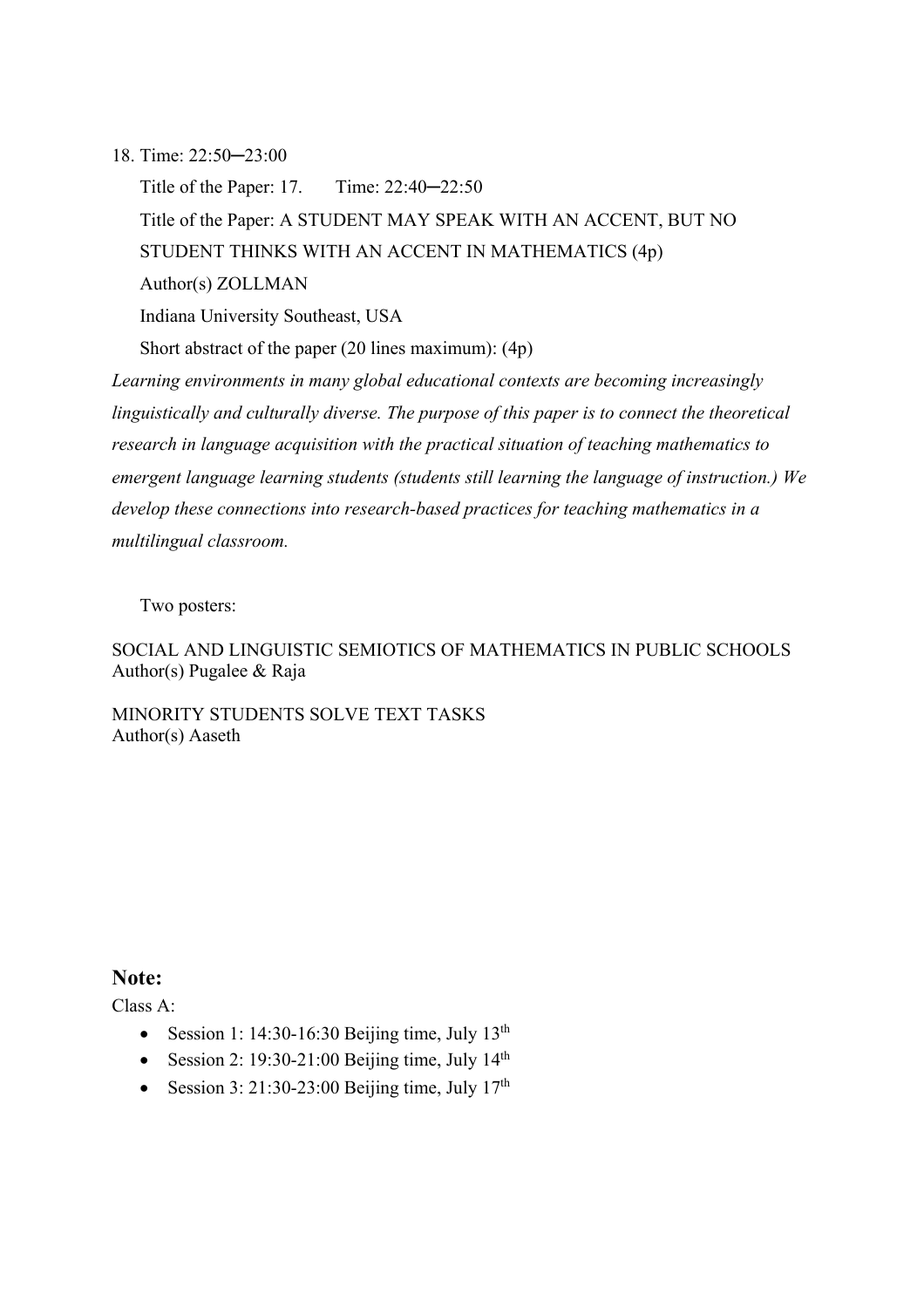18. Time: 22:50─23:00

    Title of the Paper: 17.  Time: 22:40─22:50

    Title of the Paper: A STUDENT MAY SPEAK WITH AN ACCENT, BUT NO STUDENT THINKS WITH AN ACCENT IN MATHEMATICS (4p)

    Author(s) ZOLLMAN

    Indiana University Southeast, USA

    Short abstract of the paper (20 lines maximum): (4p)

*Learning environments in many global educational contexts are becoming increasingly linguistically and culturally diverse. The purpose of this paper is to connect the theoretical research in language acquisition with the practical situation of teaching mathematics to emergent language learning students (students still learning the language of instruction.) We develop these connections into research-based practices for teaching mathematics in a multilingual classroom.*

Two posters:

SOCIAL AND LINGUISTIC SEMIOTICS OF MATHEMATICS IN PUBLIC SCHOOLS
Author(s) Pugalee & Raja

MINORITY STUDENTS SOLVE TEXT TASKS
Author(s) Aaseth

## Note:

Class A:

- Session 1: 14:30-16:30 Beijing time, July 13th
- Session 2: 19:30-21:00 Beijing time, July 14th
- Session 3: 21:30-23:00 Beijing time, July 17th